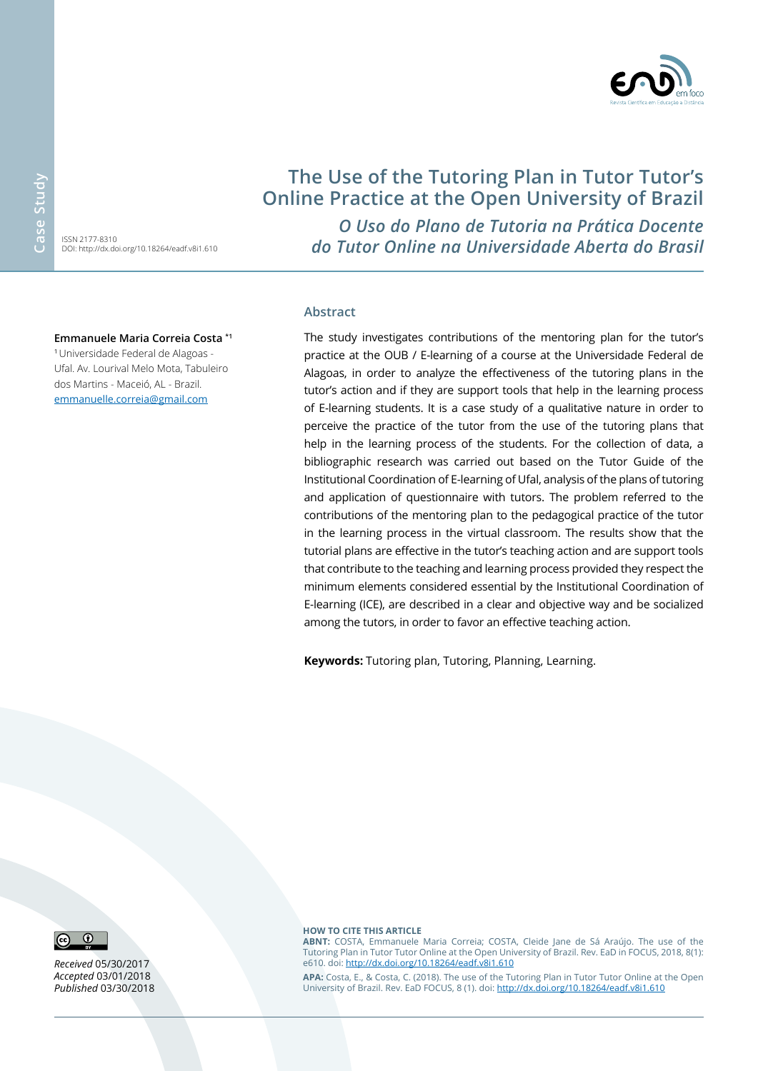Case Study

ISSN 2177-8310
DOI: http://dx.doi.org/10.18264/eadf.v8i1.610

# The Use of the Tutoring Plan in Tutor Tutor's Online Practice at the Open University of Brazil

## *O Uso do Plano de Tutoria na Prática Docente do Tutor Online na Universidade Aberta do Brasil*

**Emmanuele Maria Correia Costa** [*1]

[1] Universidade Federal de Alagoas - Ufal. Av. Lourival Melo Mota, Tabuleiro dos Martins - Maceió, AL - Brazil.
emmanuelle.correia@gmail.com

### Abstract

The study investigates contributions of the mentoring plan for the tutor's practice at the OUB / E-learning of a course at the Universidade Federal de Alagoas, in order to analyze the effectiveness of the tutoring plans in the tutor's action and if they are support tools that help in the learning process of E-learning students. It is a case study of a qualitative nature in order to perceive the practice of the tutor from the use of the tutoring plans that help in the learning process of the students. For the collection of data, a bibliographic research was carried out based on the Tutor Guide of the Institutional Coordination of E-learning of Ufal, analysis of the plans of tutoring and application of questionnaire with tutors. The problem referred to the contributions of the mentoring plan to the pedagogical practice of the tutor in the learning process in the virtual classroom. The results show that the tutorial plans are effective in the tutor's teaching action and are support tools that contribute to the teaching and learning process provided they respect the minimum elements considered essential by the Institutional Coordination of E-learning (ICE), are described in a clear and objective way and be socialized among the tutors, in order to favor an effective teaching action.

**Keywords:** Tutoring plan, Tutoring, Planning, Learning.

*Received* 05/30/2017
*Accepted* 03/01/2018
*Published* 03/30/2018

**HOW TO CITE THIS ARTICLE**

**ABNT:** COSTA, Emmanuele Maria Correia; COSTA, Cleide Jane de Sá Araújo. The use of the Tutoring Plan in Tutor Tutor Online at the Open University of Brazil. Rev. EaD in FOCUS, 2018, 8(1): e610. doi: http://dx.doi.org/10.18264/eadf.v8i1.610

**APA:** Costa, E., & Costa, C. (2018). The use of the Tutoring Plan in Tutor Tutor Online at the Open University of Brazil. Rev. EaD FOCUS, 8 (1). doi: http://dx.doi.org/10.18264/eadf.v8i1.610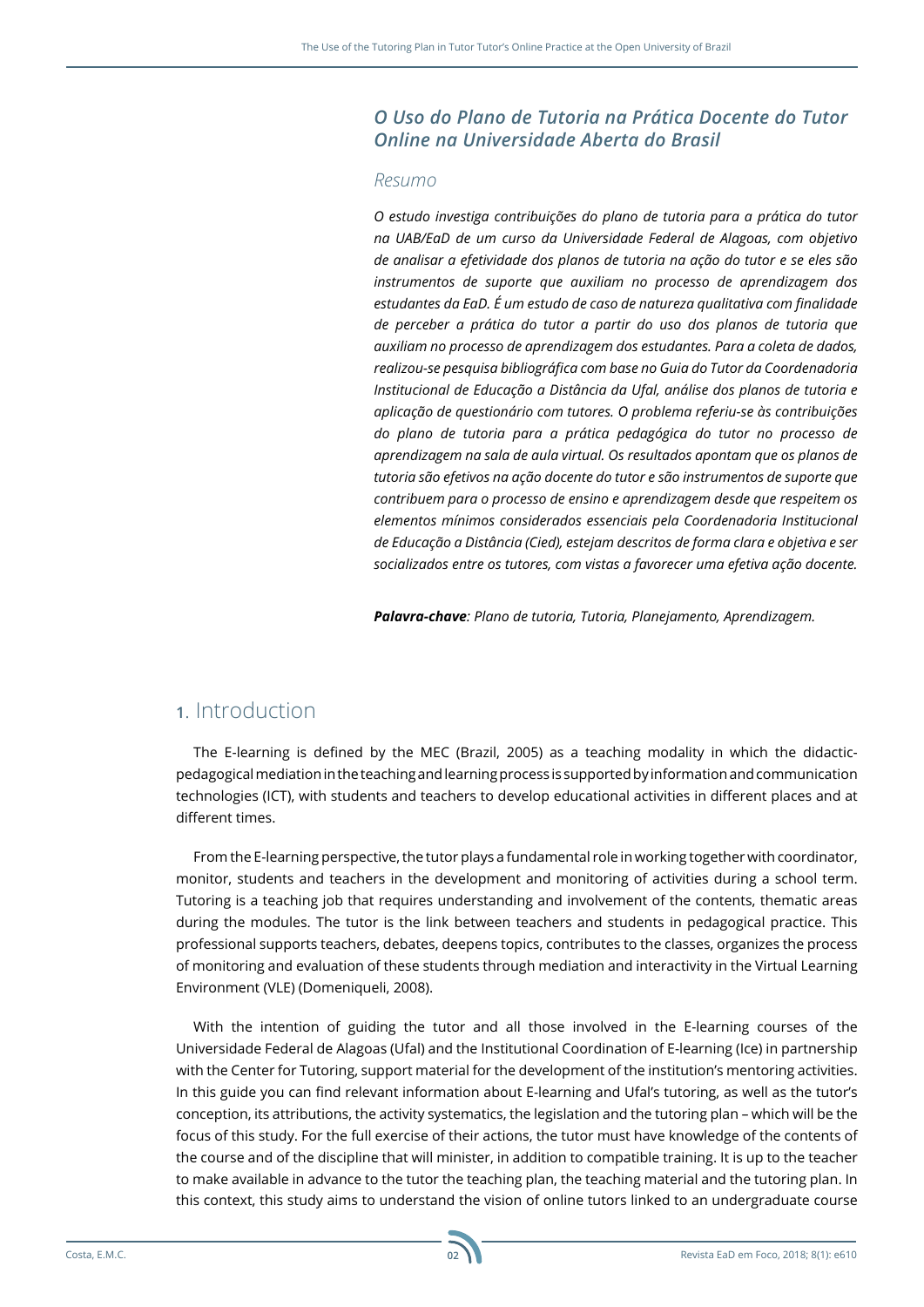## *O Uso do Plano de Tutoria na Prática Docente do Tutor Online na Universidade Aberta do Brasil*

### *Resumo*

*O estudo investiga contribuições do plano de tutoria para a prática do tutor na UAB/EaD de um curso da Universidade Federal de Alagoas, com objetivo de analisar a efetividade dos planos de tutoria na ação do tutor e se eles são instrumentos de suporte que auxiliam no processo de aprendizagem dos estudantes da EaD. É um estudo de caso de natureza qualitativa com finalidade de perceber a prática do tutor a partir do uso dos planos de tutoria que auxiliam no processo de aprendizagem dos estudantes. Para a coleta de dados, realizou-se pesquisa bibliográfica com base no Guia do Tutor da Coordenadoria Institucional de Educação a Distância da Ufal, análise dos planos de tutoria e aplicação de questionário com tutores. O problema referiu-se às contribuições do plano de tutoria para a prática pedagógica do tutor no processo de aprendizagem na sala de aula virtual. Os resultados apontam que os planos de tutoria são efetivos na ação docente do tutor e são instrumentos de suporte que contribuem para o processo de ensino e aprendizagem desde que respeitem os elementos mínimos considerados essenciais pela Coordenadoria Institucional de Educação a Distância (Cied), estejam descritos de forma clara e objetiva e ser socializados entre os tutores, com vistas a favorecer uma efetiva ação docente.*

***Palavra-chave**: Plano de tutoria, Tutoria, Planejamento, Aprendizagem.*

# 1. Introduction

The E-learning is defined by the MEC (Brazil, 2005) as a teaching modality in which the didactic-pedagogical mediation in the teaching and learning process is supported by information and communication technologies (ICT), with students and teachers to develop educational activities in different places and at different times.

From the E-learning perspective, the tutor plays a fundamental role in working together with coordinator, monitor, students and teachers in the development and monitoring of activities during a school term. Tutoring is a teaching job that requires understanding and involvement of the contents, thematic areas during the modules. The tutor is the link between teachers and students in pedagogical practice. This professional supports teachers, debates, deepens topics, contributes to the classes, organizes the process of monitoring and evaluation of these students through mediation and interactivity in the Virtual Learning Environment (VLE) (Domeniqueli, 2008).

With the intention of guiding the tutor and all those involved in the E-learning courses of the Universidade Federal de Alagoas (Ufal) and the Institutional Coordination of E-learning (Ice) in partnership with the Center for Tutoring, support material for the development of the institution's mentoring activities. In this guide you can find relevant information about E-learning and Ufal's tutoring, as well as the tutor's conception, its attributions, the activity systematics, the legislation and the tutoring plan – which will be the focus of this study. For the full exercise of their actions, the tutor must have knowledge of the contents of the course and of the discipline that will minister, in addition to compatible training. It is up to the teacher to make available in advance to the tutor the teaching plan, the teaching material and the tutoring plan. In this context, this study aims to understand the vision of online tutors linked to an undergraduate course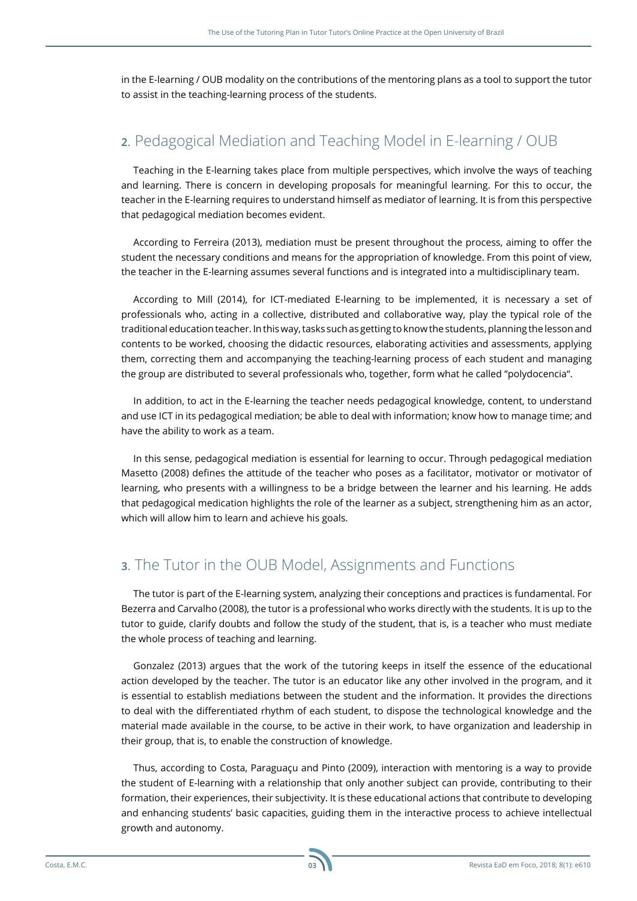in the E-learning / OUB modality on the contributions of the mentoring plans as a tool to support the tutor to assist in the teaching-learning process of the students.

## 2. Pedagogical Mediation and Teaching Model in E-learning / OUB

Teaching in the E-learning takes place from multiple perspectives, which involve the ways of teaching and learning. There is concern in developing proposals for meaningful learning. For this to occur, the teacher in the E-learning requires to understand himself as mediator of learning. It is from this perspective that pedagogical mediation becomes evident.

According to Ferreira (2013), mediation must be present throughout the process, aiming to offer the student the necessary conditions and means for the appropriation of knowledge. From this point of view, the teacher in the E-learning assumes several functions and is integrated into a multidisciplinary team.

According to Mill (2014), for ICT-mediated E-learning to be implemented, it is necessary a set of professionals who, acting in a collective, distributed and collaborative way, play the typical role of the traditional education teacher. In this way, tasks such as getting to know the students, planning the lesson and contents to be worked, choosing the didactic resources, elaborating activities and assessments, applying them, correcting them and accompanying the teaching-learning process of each student and managing the group are distributed to several professionals who, together, form what he called "polydocencia".

In addition, to act in the E-learning the teacher needs pedagogical knowledge, content, to understand and use ICT in its pedagogical mediation; be able to deal with information; know how to manage time; and have the ability to work as a team.

In this sense, pedagogical mediation is essential for learning to occur. Through pedagogical mediation Masetto (2008) defines the attitude of the teacher who poses as a facilitator, motivator or motivator of learning, who presents with a willingness to be a bridge between the learner and his learning. He adds that pedagogical medication highlights the role of the learner as a subject, strengthening him as an actor, which will allow him to learn and achieve his goals.

## 3. The Tutor in the OUB Model, Assignments and Functions

The tutor is part of the E-learning system, analyzing their conceptions and practices is fundamental. For Bezerra and Carvalho (2008), the tutor is a professional who works directly with the students. It is up to the tutor to guide, clarify doubts and follow the study of the student, that is, is a teacher who must mediate the whole process of teaching and learning.

Gonzalez (2013) argues that the work of the tutoring keeps in itself the essence of the educational action developed by the teacher. The tutor is an educator like any other involved in the program, and it is essential to establish mediations between the student and the information. It provides the directions to deal with the differentiated rhythm of each student, to dispose the technological knowledge and the material made available in the course, to be active in their work, to have organization and leadership in their group, that is, to enable the construction of knowledge.

Thus, according to Costa, Paraguaçu and Pinto (2009), interaction with mentoring is a way to provide the student of E-learning with a relationship that only another subject can provide, contributing to their formation, their experiences, their subjectivity. It is these educational actions that contribute to developing and enhancing students' basic capacities, guiding them in the interactive process to achieve intellectual growth and autonomy.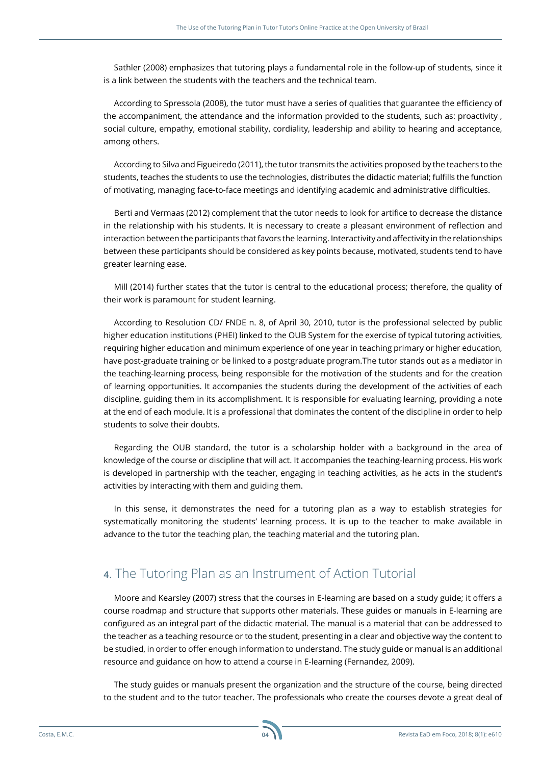Sathler (2008) emphasizes that tutoring plays a fundamental role in the follow-up of students, since it is a link between the students with the teachers and the technical team.

According to Spressola (2008), the tutor must have a series of qualities that guarantee the efficiency of the accompaniment, the attendance and the information provided to the students, such as: proactivity , social culture, empathy, emotional stability, cordiality, leadership and ability to hearing and acceptance, among others.

According to Silva and Figueiredo (2011), the tutor transmits the activities proposed by the teachers to the students, teaches the students to use the technologies, distributes the didactic material; fulfills the function of motivating, managing face-to-face meetings and identifying academic and administrative difficulties.

Berti and Vermaas (2012) complement that the tutor needs to look for artifice to decrease the distance in the relationship with his students. It is necessary to create a pleasant environment of reflection and interaction between the participants that favors the learning. Interactivity and affectivity in the relationships between these participants should be considered as key points because, motivated, students tend to have greater learning ease.

Mill (2014) further states that the tutor is central to the educational process; therefore, the quality of their work is paramount for student learning.

According to Resolution CD/ FNDE n. 8, of April 30, 2010, tutor is the professional selected by public higher education institutions (PHEI) linked to the OUB System for the exercise of typical tutoring activities, requiring higher education and minimum experience of one year in teaching primary or higher education, have post-graduate training or be linked to a postgraduate program.The tutor stands out as a mediator in the teaching-learning process, being responsible for the motivation of the students and for the creation of learning opportunities. It accompanies the students during the development of the activities of each discipline, guiding them in its accomplishment. It is responsible for evaluating learning, providing a note at the end of each module. It is a professional that dominates the content of the discipline in order to help students to solve their doubts.

Regarding the OUB standard, the tutor is a scholarship holder with a background in the area of knowledge of the course or discipline that will act. It accompanies the teaching-learning process. His work is developed in partnership with the teacher, engaging in teaching activities, as he acts in the student's activities by interacting with them and guiding them.

In this sense, it demonstrates the need for a tutoring plan as a way to establish strategies for systematically monitoring the students' learning process. It is up to the teacher to make available in advance to the tutor the teaching plan, the teaching material and the tutoring plan.

## 4. The Tutoring Plan as an Instrument of Action Tutorial

Moore and Kearsley (2007) stress that the courses in E-learning are based on a study guide; it offers a course roadmap and structure that supports other materials. These guides or manuals in E-learning are configured as an integral part of the didactic material. The manual is a material that can be addressed to the teacher as a teaching resource or to the student, presenting in a clear and objective way the content to be studied, in order to offer enough information to understand. The study guide or manual is an additional resource and guidance on how to attend a course in E-learning (Fernandez, 2009).

The study guides or manuals present the organization and the structure of the course, being directed to the student and to the tutor teacher. The professionals who create the courses devote a great deal of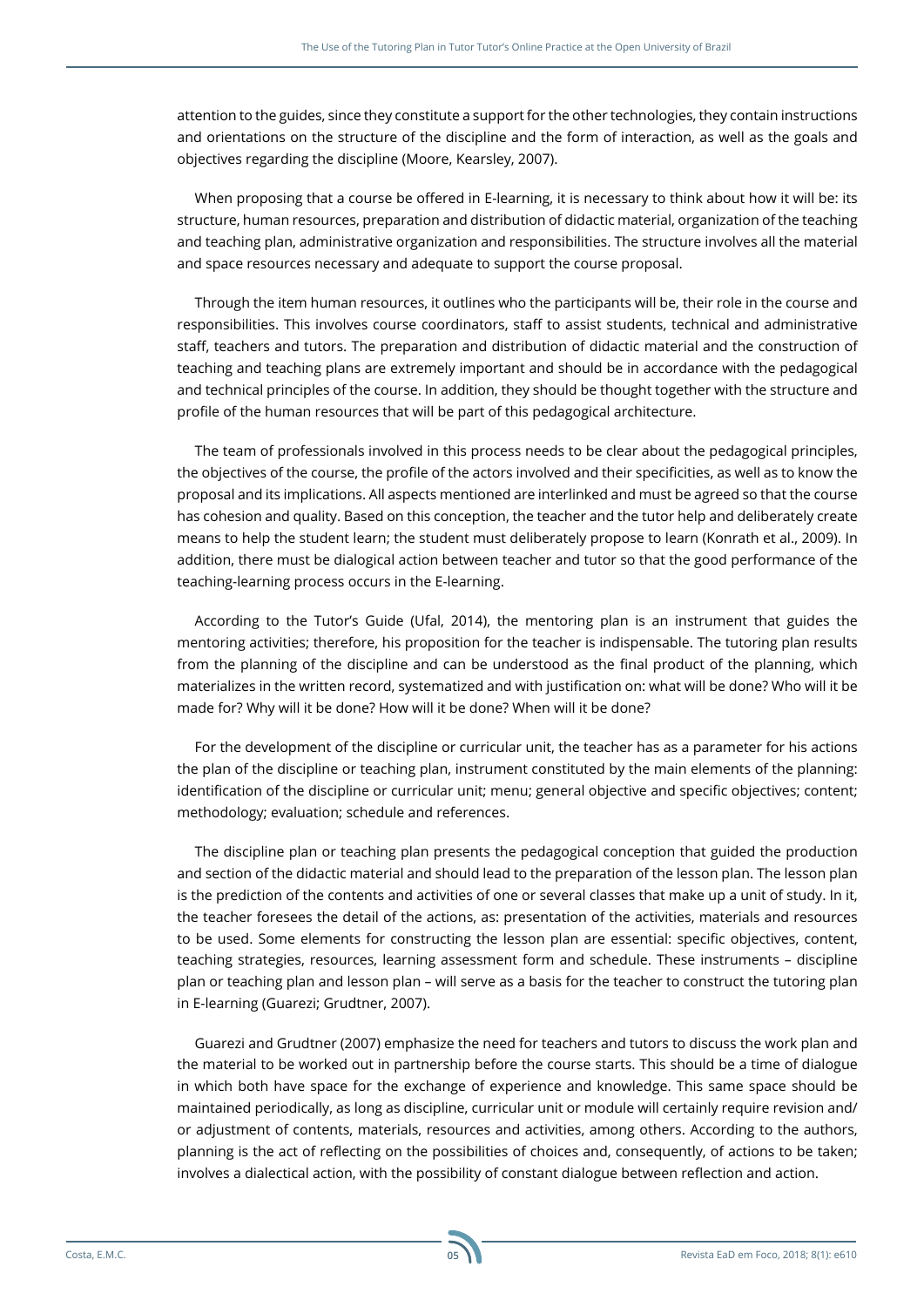attention to the guides, since they constitute a support for the other technologies, they contain instructions and orientations on the structure of the discipline and the form of interaction, as well as the goals and objectives regarding the discipline (Moore, Kearsley, 2007).

When proposing that a course be offered in E-learning, it is necessary to think about how it will be: its structure, human resources, preparation and distribution of didactic material, organization of the teaching and teaching plan, administrative organization and responsibilities. The structure involves all the material and space resources necessary and adequate to support the course proposal.

Through the item human resources, it outlines who the participants will be, their role in the course and responsibilities. This involves course coordinators, staff to assist students, technical and administrative staff, teachers and tutors. The preparation and distribution of didactic material and the construction of teaching and teaching plans are extremely important and should be in accordance with the pedagogical and technical principles of the course. In addition, they should be thought together with the structure and profile of the human resources that will be part of this pedagogical architecture.

The team of professionals involved in this process needs to be clear about the pedagogical principles, the objectives of the course, the profile of the actors involved and their specificities, as well as to know the proposal and its implications. All aspects mentioned are interlinked and must be agreed so that the course has cohesion and quality. Based on this conception, the teacher and the tutor help and deliberately create means to help the student learn; the student must deliberately propose to learn (Konrath et al., 2009). In addition, there must be dialogical action between teacher and tutor so that the good performance of the teaching-learning process occurs in the E-learning.

According to the Tutor's Guide (Ufal, 2014), the mentoring plan is an instrument that guides the mentoring activities; therefore, his proposition for the teacher is indispensable. The tutoring plan results from the planning of the discipline and can be understood as the final product of the planning, which materializes in the written record, systematized and with justification on: what will be done? Who will it be made for? Why will it be done? How will it be done? When will it be done?

For the development of the discipline or curricular unit, the teacher has as a parameter for his actions the plan of the discipline or teaching plan, instrument constituted by the main elements of the planning: identification of the discipline or curricular unit; menu; general objective and specific objectives; content; methodology; evaluation; schedule and references.

The discipline plan or teaching plan presents the pedagogical conception that guided the production and section of the didactic material and should lead to the preparation of the lesson plan. The lesson plan is the prediction of the contents and activities of one or several classes that make up a unit of study. In it, the teacher foresees the detail of the actions, as: presentation of the activities, materials and resources to be used. Some elements for constructing the lesson plan are essential: specific objectives, content, teaching strategies, resources, learning assessment form and schedule. These instruments – discipline plan or teaching plan and lesson plan – will serve as a basis for the teacher to construct the tutoring plan in E-learning (Guarezi; Grudtner, 2007).

Guarezi and Grudtner (2007) emphasize the need for teachers and tutors to discuss the work plan and the material to be worked out in partnership before the course starts. This should be a time of dialogue in which both have space for the exchange of experience and knowledge. This same space should be maintained periodically, as long as discipline, curricular unit or module will certainly require revision and/or adjustment of contents, materials, resources and activities, among others. According to the authors, planning is the act of reflecting on the possibilities of choices and, consequently, of actions to be taken; involves a dialectical action, with the possibility of constant dialogue between reflection and action.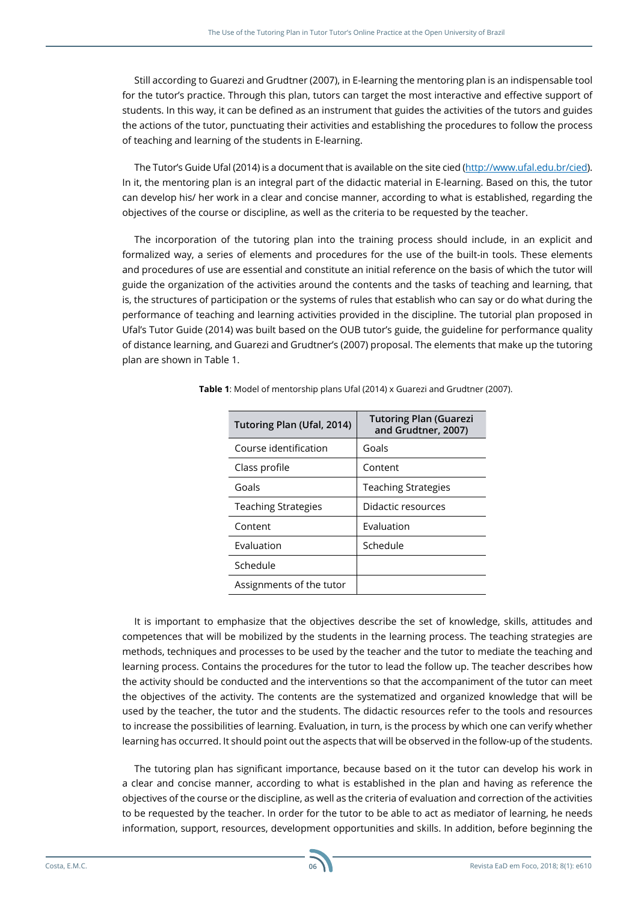Still according to Guarezi and Grudtner (2007), in E-learning the mentoring plan is an indispensable tool for the tutor's practice. Through this plan, tutors can target the most interactive and effective support of students. In this way, it can be defined as an instrument that guides the activities of the tutors and guides the actions of the tutor, punctuating their activities and establishing the procedures to follow the process of teaching and learning of the students in E-learning.

The Tutor's Guide Ufal (2014) is a document that is available on the site cied (http://www.ufal.edu.br/cied). In it, the mentoring plan is an integral part of the didactic material in E-learning. Based on this, the tutor can develop his/ her work in a clear and concise manner, according to what is established, regarding the objectives of the course or discipline, as well as the criteria to be requested by the teacher.

The incorporation of the tutoring plan into the training process should include, in an explicit and formalized way, a series of elements and procedures for the use of the built-in tools. These elements and procedures of use are essential and constitute an initial reference on the basis of which the tutor will guide the organization of the activities around the contents and the tasks of teaching and learning, that is, the structures of participation or the systems of rules that establish who can say or do what during the performance of teaching and learning activities provided in the discipline. The tutorial plan proposed in Ufal's Tutor Guide (2014) was built based on the OUB tutor's guide, the guideline for performance quality of distance learning, and Guarezi and Grudtner's (2007) proposal. The elements that make up the tutoring plan are shown in Table 1.

**Table 1**: Model of mentorship plans Ufal (2014) x Guarezi and Grudtner (2007).

| Tutoring Plan (Ufal, 2014) | Tutoring Plan (Guarezi and Grudtner, 2007) |
|---|---|
| Course identification | Goals |
| Class profile | Content |
| Goals | Teaching Strategies |
| Teaching Strategies | Didactic resources |
| Content | Evaluation |
| Evaluation | Schedule |
| Schedule | |
| Assignments of the tutor | |

It is important to emphasize that the objectives describe the set of knowledge, skills, attitudes and competences that will be mobilized by the students in the learning process. The teaching strategies are methods, techniques and processes to be used by the teacher and the tutor to mediate the teaching and learning process. Contains the procedures for the tutor to lead the follow up. The teacher describes how the activity should be conducted and the interventions so that the accompaniment of the tutor can meet the objectives of the activity. The contents are the systematized and organized knowledge that will be used by the teacher, the tutor and the students. The didactic resources refer to the tools and resources to increase the possibilities of learning. Evaluation, in turn, is the process by which one can verify whether learning has occurred. It should point out the aspects that will be observed in the follow-up of the students.

The tutoring plan has significant importance, because based on it the tutor can develop his work in a clear and concise manner, according to what is established in the plan and having as reference the objectives of the course or the discipline, as well as the criteria of evaluation and correction of the activities to be requested by the teacher. In order for the tutor to be able to act as mediator of learning, he needs information, support, resources, development opportunities and skills. In addition, before beginning the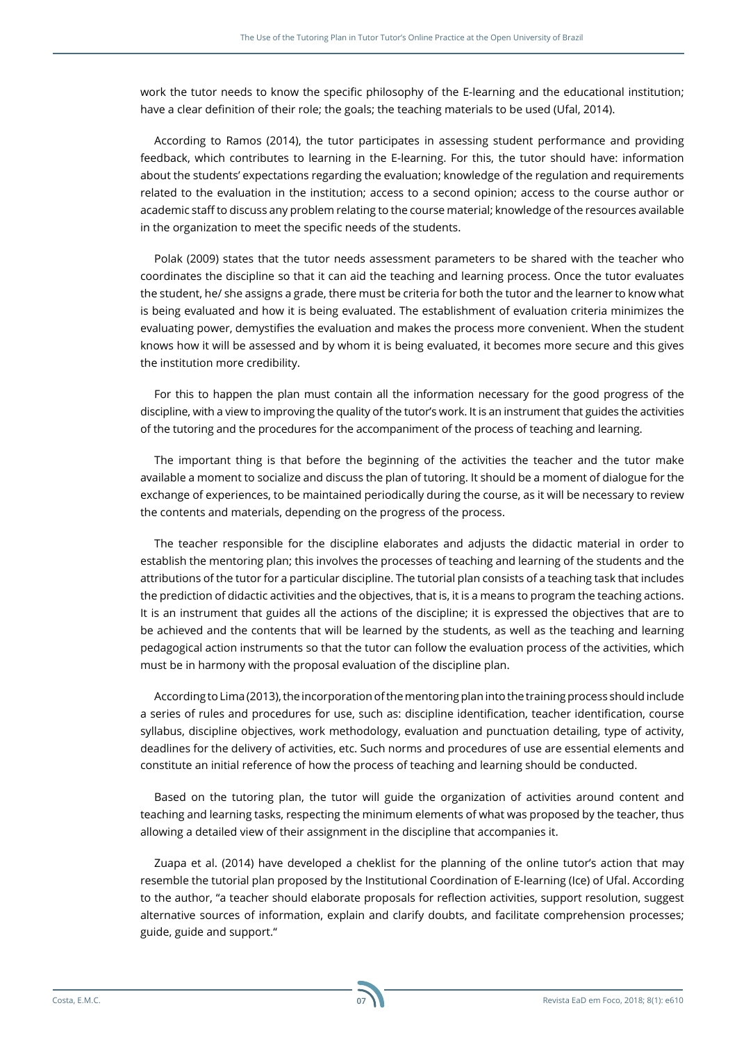work the tutor needs to know the specific philosophy of the E-learning and the educational institution; have a clear definition of their role; the goals; the teaching materials to be used (Ufal, 2014).

According to Ramos (2014), the tutor participates in assessing student performance and providing feedback, which contributes to learning in the E-learning. For this, the tutor should have: information about the students' expectations regarding the evaluation; knowledge of the regulation and requirements related to the evaluation in the institution; access to a second opinion; access to the course author or academic staff to discuss any problem relating to the course material; knowledge of the resources available in the organization to meet the specific needs of the students.

Polak (2009) states that the tutor needs assessment parameters to be shared with the teacher who coordinates the discipline so that it can aid the teaching and learning process. Once the tutor evaluates the student, he/ she assigns a grade, there must be criteria for both the tutor and the learner to know what is being evaluated and how it is being evaluated. The establishment of evaluation criteria minimizes the evaluating power, demystifies the evaluation and makes the process more convenient. When the student knows how it will be assessed and by whom it is being evaluated, it becomes more secure and this gives the institution more credibility.

For this to happen the plan must contain all the information necessary for the good progress of the discipline, with a view to improving the quality of the tutor's work. It is an instrument that guides the activities of the tutoring and the procedures for the accompaniment of the process of teaching and learning.

The important thing is that before the beginning of the activities the teacher and the tutor make available a moment to socialize and discuss the plan of tutoring. It should be a moment of dialogue for the exchange of experiences, to be maintained periodically during the course, as it will be necessary to review the contents and materials, depending on the progress of the process.

The teacher responsible for the discipline elaborates and adjusts the didactic material in order to establish the mentoring plan; this involves the processes of teaching and learning of the students and the attributions of the tutor for a particular discipline. The tutorial plan consists of a teaching task that includes the prediction of didactic activities and the objectives, that is, it is a means to program the teaching actions. It is an instrument that guides all the actions of the discipline; it is expressed the objectives that are to be achieved and the contents that will be learned by the students, as well as the teaching and learning pedagogical action instruments so that the tutor can follow the evaluation process of the activities, which must be in harmony with the proposal evaluation of the discipline plan.

According to Lima (2013), the incorporation of the mentoring plan into the training process should include a series of rules and procedures for use, such as: discipline identification, teacher identification, course syllabus, discipline objectives, work methodology, evaluation and punctuation detailing, type of activity, deadlines for the delivery of activities, etc. Such norms and procedures of use are essential elements and constitute an initial reference of how the process of teaching and learning should be conducted.

Based on the tutoring plan, the tutor will guide the organization of activities around content and teaching and learning tasks, respecting the minimum elements of what was proposed by the teacher, thus allowing a detailed view of their assignment in the discipline that accompanies it.

Zuapa et al. (2014) have developed a cheklist for the planning of the online tutor's action that may resemble the tutorial plan proposed by the Institutional Coordination of E-learning (Ice) of Ufal. According to the author, "a teacher should elaborate proposals for reflection activities, support resolution, suggest alternative sources of information, explain and clarify doubts, and facilitate comprehension processes; guide, guide and support."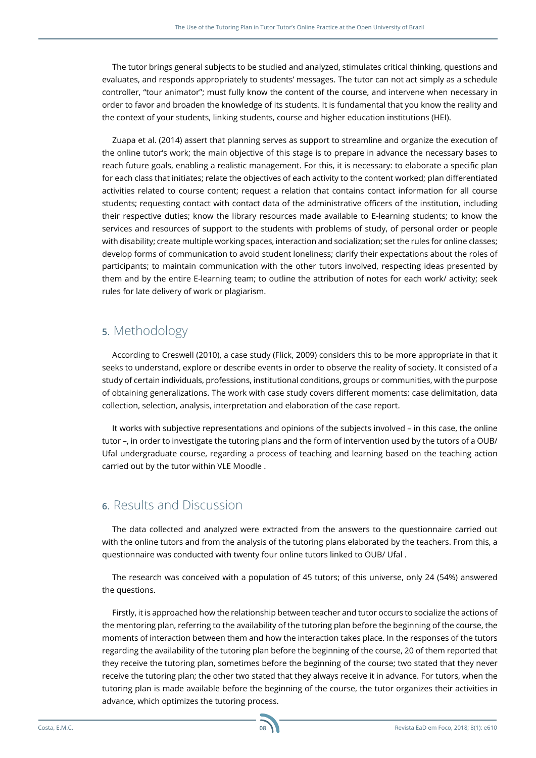The tutor brings general subjects to be studied and analyzed, stimulates critical thinking, questions and evaluates, and responds appropriately to students' messages. The tutor can not act simply as a schedule controller, "tour animator"; must fully know the content of the course, and intervene when necessary in order to favor and broaden the knowledge of its students. It is fundamental that you know the reality and the context of your students, linking students, course and higher education institutions (HEI).

Zuapa et al. (2014) assert that planning serves as support to streamline and organize the execution of the online tutor's work; the main objective of this stage is to prepare in advance the necessary bases to reach future goals, enabling a realistic management. For this, it is necessary: to elaborate a specific plan for each class that initiates; relate the objectives of each activity to the content worked; plan differentiated activities related to course content; request a relation that contains contact information for all course students; requesting contact with contact data of the administrative officers of the institution, including their respective duties; know the library resources made available to E-learning students; to know the services and resources of support to the students with problems of study, of personal order or people with disability; create multiple working spaces, interaction and socialization; set the rules for online classes; develop forms of communication to avoid student loneliness; clarify their expectations about the roles of participants; to maintain communication with the other tutors involved, respecting ideas presented by them and by the entire E-learning team; to outline the attribution of notes for each work/ activity; seek rules for late delivery of work or plagiarism.

## 5. Methodology

According to Creswell (2010), a case study (Flick, 2009) considers this to be more appropriate in that it seeks to understand, explore or describe events in order to observe the reality of society. It consisted of a study of certain individuals, professions, institutional conditions, groups or communities, with the purpose of obtaining generalizations. The work with case study covers different moments: case delimitation, data collection, selection, analysis, interpretation and elaboration of the case report.

It works with subjective representations and opinions of the subjects involved – in this case, the online tutor –, in order to investigate the tutoring plans and the form of intervention used by the tutors of a OUB/ Ufal undergraduate course, regarding a process of teaching and learning based on the teaching action carried out by the tutor within VLE Moodle .

## 6. Results and Discussion

The data collected and analyzed were extracted from the answers to the questionnaire carried out with the online tutors and from the analysis of the tutoring plans elaborated by the teachers. From this, a questionnaire was conducted with twenty four online tutors linked to OUB/ Ufal .

The research was conceived with a population of 45 tutors; of this universe, only 24 (54%) answered the questions.

Firstly, it is approached how the relationship between teacher and tutor occurs to socialize the actions of the mentoring plan, referring to the availability of the tutoring plan before the beginning of the course, the moments of interaction between them and how the interaction takes place. In the responses of the tutors regarding the availability of the tutoring plan before the beginning of the course, 20 of them reported that they receive the tutoring plan, sometimes before the beginning of the course; two stated that they never receive the tutoring plan; the other two stated that they always receive it in advance. For tutors, when the tutoring plan is made available before the beginning of the course, the tutor organizes their activities in advance, which optimizes the tutoring process.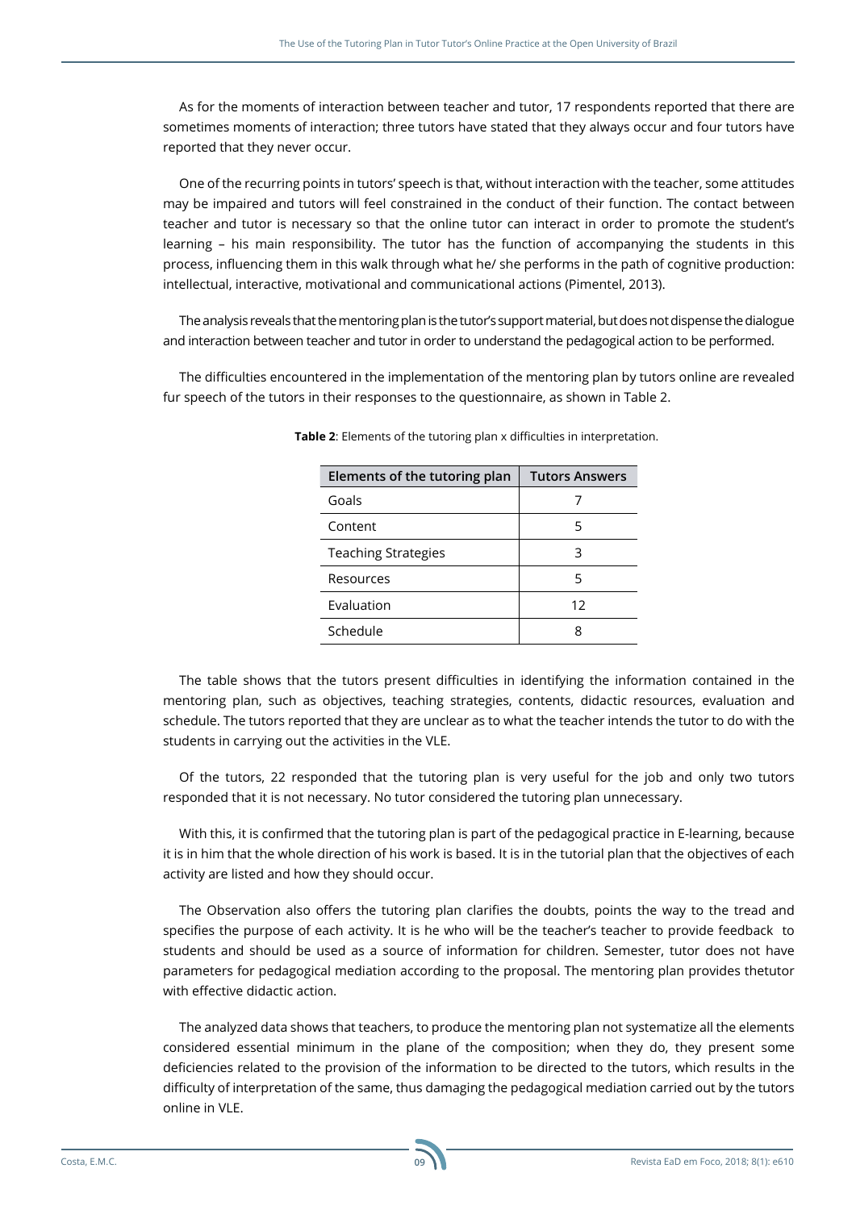As for the moments of interaction between teacher and tutor, 17 respondents reported that there are sometimes moments of interaction; three tutors have stated that they always occur and four tutors have reported that they never occur.

One of the recurring points in tutors' speech is that, without interaction with the teacher, some attitudes may be impaired and tutors will feel constrained in the conduct of their function. The contact between teacher and tutor is necessary so that the online tutor can interact in order to promote the student's learning – his main responsibility. The tutor has the function of accompanying the students in this process, influencing them in this walk through what he/ she performs in the path of cognitive production: intellectual, interactive, motivational and communicational actions (Pimentel, 2013).

The analysis reveals that the mentoring plan is the tutor's support material, but does not dispense the dialogue and interaction between teacher and tutor in order to understand the pedagogical action to be performed.

The difficulties encountered in the implementation of the mentoring plan by tutors online are revealed fur speech of the tutors in their responses to the questionnaire, as shown in Table 2.

**Table 2**: Elements of the tutoring plan x difficulties in interpretation.

| Elements of the tutoring plan | Tutors Answers |
| --- | --- |
| Goals | 7 |
| Content | 5 |
| Teaching Strategies | 3 |
| Resources | 5 |
| Evaluation | 12 |
| Schedule | 8 |

The table shows that the tutors present difficulties in identifying the information contained in the mentoring plan, such as objectives, teaching strategies, contents, didactic resources, evaluation and schedule. The tutors reported that they are unclear as to what the teacher intends the tutor to do with the students in carrying out the activities in the VLE.

Of the tutors, 22 responded that the tutoring plan is very useful for the job and only two tutors responded that it is not necessary. No tutor considered the tutoring plan unnecessary.

With this, it is confirmed that the tutoring plan is part of the pedagogical practice in E-learning, because it is in him that the whole direction of his work is based. It is in the tutorial plan that the objectives of each activity are listed and how they should occur.

The Observation also offers the tutoring plan clarifies the doubts, points the way to the tread and specifies the purpose of each activity. It is he who will be the teacher's teacher to provide feedback to students and should be used as a source of information for children. Semester, tutor does not have parameters for pedagogical mediation according to the proposal. The mentoring plan provides thetutor with effective didactic action.

The analyzed data shows that teachers, to produce the mentoring plan not systematize all the elements considered essential minimum in the plane of the composition; when they do, they present some deficiencies related to the provision of the information to be directed to the tutors, which results in the difficulty of interpretation of the same, thus damaging the pedagogical mediation carried out by the tutors online in VLE.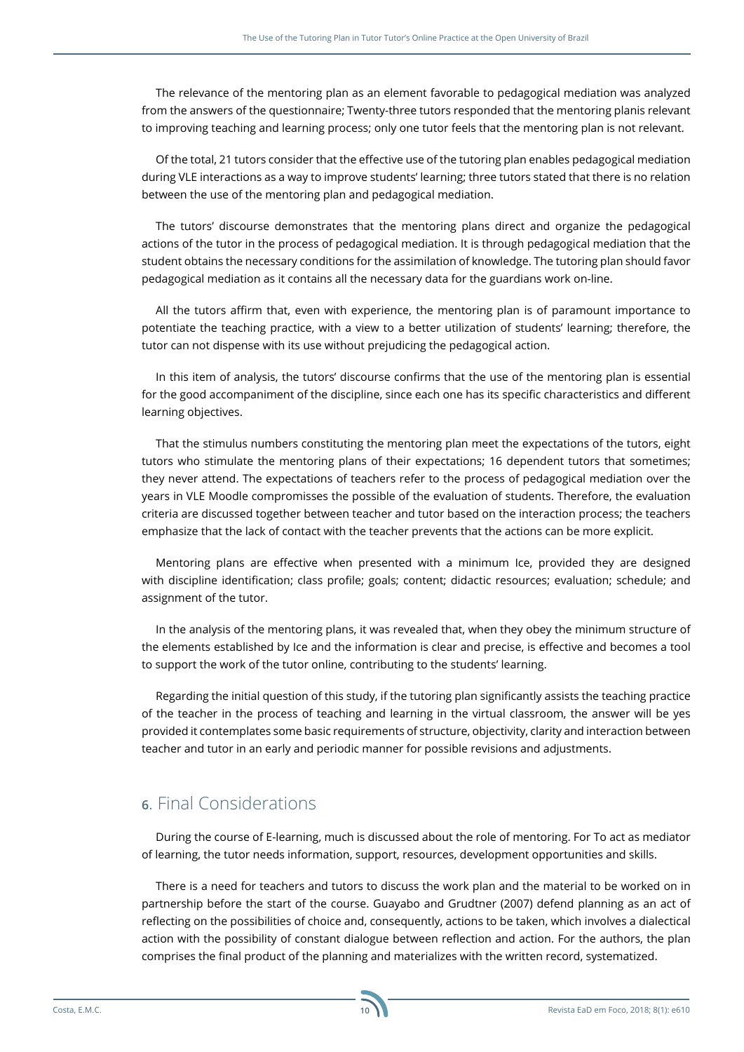The relevance of the mentoring plan as an element favorable to pedagogical mediation was analyzed from the answers of the questionnaire; Twenty-three tutors responded that the mentoring planis relevant to improving teaching and learning process; only one tutor feels that the mentoring plan is not relevant.

Of the total, 21 tutors consider that the effective use of the tutoring plan enables pedagogical mediation during VLE interactions as a way to improve students' learning; three tutors stated that there is no relation between the use of the mentoring plan and pedagogical mediation.

The tutors' discourse demonstrates that the mentoring plans direct and organize the pedagogical actions of the tutor in the process of pedagogical mediation. It is through pedagogical mediation that the student obtains the necessary conditions for the assimilation of knowledge. The tutoring plan should favor pedagogical mediation as it contains all the necessary data for the guardians work on-line.

All the tutors affirm that, even with experience, the mentoring plan is of paramount importance to potentiate the teaching practice, with a view to a better utilization of students' learning; therefore, the tutor can not dispense with its use without prejudicing the pedagogical action.

In this item of analysis, the tutors' discourse confirms that the use of the mentoring plan is essential for the good accompaniment of the discipline, since each one has its specific characteristics and different learning objectives.

That the stimulus numbers constituting the mentoring plan meet the expectations of the tutors, eight tutors who stimulate the mentoring plans of their expectations; 16 dependent tutors that sometimes; they never attend. The expectations of teachers refer to the process of pedagogical mediation over the years in VLE Moodle compromisses the possible of the evaluation of students. Therefore, the evaluation criteria are discussed together between teacher and tutor based on the interaction process; the teachers emphasize that the lack of contact with the teacher prevents that the actions can be more explicit.

Mentoring plans are effective when presented with a minimum Ice, provided they are designed with discipline identification; class profile; goals; content; didactic resources; evaluation; schedule; and assignment of the tutor.

In the analysis of the mentoring plans, it was revealed that, when they obey the minimum structure of the elements established by Ice and the information is clear and precise, is effective and becomes a tool to support the work of the tutor online, contributing to the students' learning.

Regarding the initial question of this study, if the tutoring plan significantly assists the teaching practice of the teacher in the process of teaching and learning in the virtual classroom, the answer will be yes provided it contemplates some basic requirements of structure, objectivity, clarity and interaction between teacher and tutor in an early and periodic manner for possible revisions and adjustments.

## 6. Final Considerations

During the course of E-learning, much is discussed about the role of mentoring. For To act as mediator of learning, the tutor needs information, support, resources, development opportunities and skills.

There is a need for teachers and tutors to discuss the work plan and the material to be worked on in partnership before the start of the course. Guayabo and Grudtner (2007) defend planning as an act of reflecting on the possibilities of choice and, consequently, actions to be taken, which involves a dialectical action with the possibility of constant dialogue between reflection and action. For the authors, the plan comprises the final product of the planning and materializes with the written record, systematized.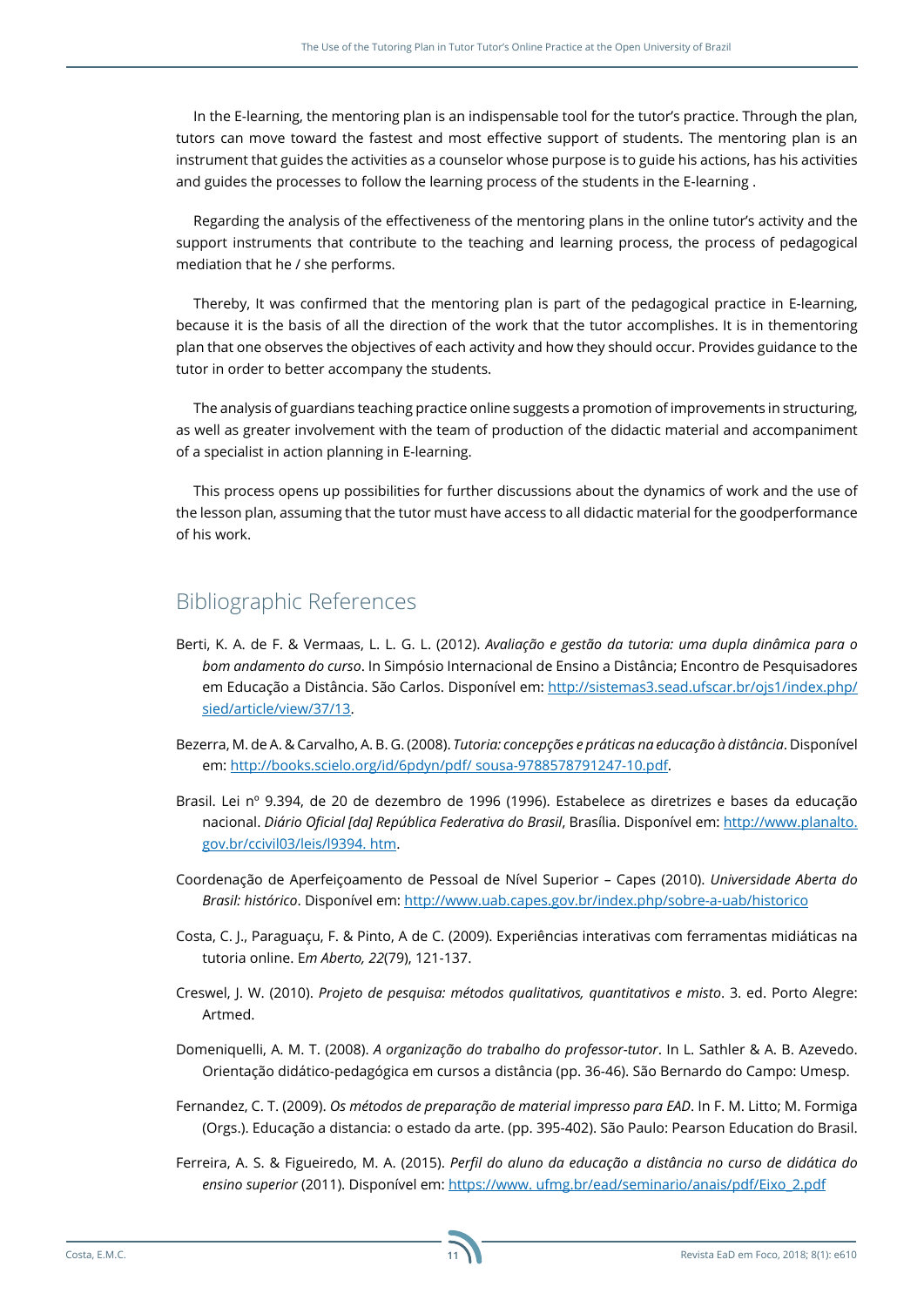In the E-learning, the mentoring plan is an indispensable tool for the tutor's practice. Through the plan, tutors can move toward the fastest and most effective support of students. The mentoring plan is an instrument that guides the activities as a counselor whose purpose is to guide his actions, has his activities and guides the processes to follow the learning process of the students in the E-learning .

Regarding the analysis of the effectiveness of the mentoring plans in the online tutor's activity and the support instruments that contribute to the teaching and learning process, the process of pedagogical mediation that he / she performs.

Thereby, It was confirmed that the mentoring plan is part of the pedagogical practice in E-learning, because it is the basis of all the direction of the work that the tutor accomplishes. It is in thementoring plan that one observes the objectives of each activity and how they should occur. Provides guidance to the tutor in order to better accompany the students.

The analysis of guardians teaching practice online suggests a promotion of improvements in structuring, as well as greater involvement with the team of production of the didactic material and accompaniment of a specialist in action planning in E-learning.

This process opens up possibilities for further discussions about the dynamics of work and the use of the lesson plan, assuming that the tutor must have access to all didactic material for the goodperformance of his work.

## Bibliographic References

Berti, K. A. de F. & Vermaas, L. L. G. L. (2012). *Avaliação e gestão da tutoria: uma dupla dinâmica para o bom andamento do curso*. In Simpósio Internacional de Ensino a Distância; Encontro de Pesquisadores em Educação a Distância. São Carlos. Disponível em: http://sistemas3.sead.ufscar.br/ojs1/index.php/sied/article/view/37/13.

Bezerra, M. de A. & Carvalho, A. B. G. (2008). *Tutoria: concepções e práticas na educação à distância*. Disponível em: http://books.scielo.org/id/6pdyn/pdf/ sousa-9788578791247-10.pdf.

Brasil. Lei nº 9.394, de 20 de dezembro de 1996 (1996). Estabelece as diretrizes e bases da educação nacional. *Diário Oficial [da] República Federativa do Brasil*, Brasília. Disponível em: http://www.planalto.gov.br/ccivil03/leis/l9394. htm.

Coordenação de Aperfeiçoamento de Pessoal de Nível Superior – Capes (2010). *Universidade Aberta do Brasil: histórico*. Disponível em: http://www.uab.capes.gov.br/index.php/sobre-a-uab/historico

Costa, C. J., Paraguaçu, F. & Pinto, A de C. (2009). Experiências interativas com ferramentas midiáticas na tutoria online. E*m Aberto, 22*(79), 121-137.

Creswel, J. W. (2010). *Projeto de pesquisa: métodos qualitativos, quantitativos e misto*. 3. ed. Porto Alegre: Artmed.

Domeniquelli, A. M. T. (2008). *A organização do trabalho do professor-tutor*. In L. Sathler & A. B. Azevedo. Orientação didático-pedagógica em cursos a distância (pp. 36-46). São Bernardo do Campo: Umesp.

Fernandez, C. T. (2009). *Os métodos de preparação de material impresso para EAD*. In F. M. Litto; M. Formiga (Orgs.). Educação a distancia: o estado da arte. (pp. 395-402). São Paulo: Pearson Education do Brasil.

Ferreira, A. S. & Figueiredo, M. A. (2015). *Perfil do aluno da educação a distância no curso de didática do ensino superior* (2011). Disponível em: https://www. ufmg.br/ead/seminario/anais/pdf/Eixo_2.pdf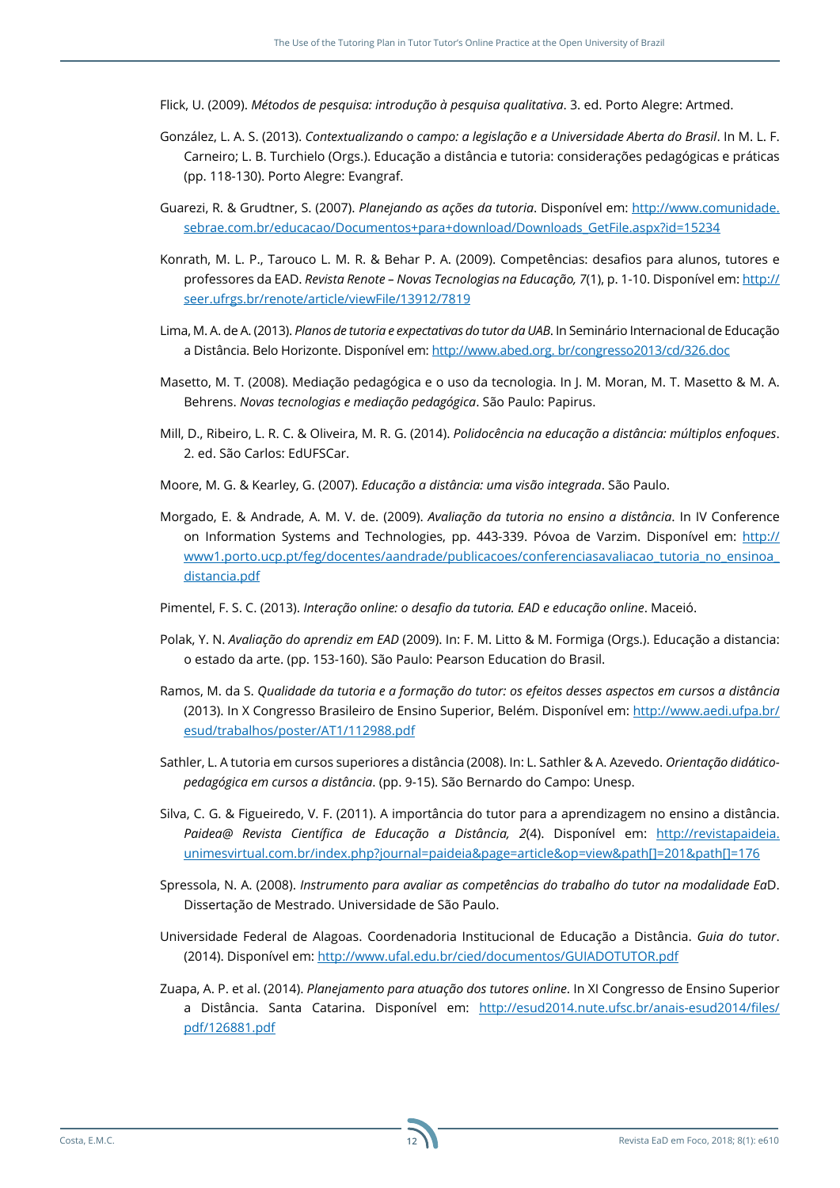Flick, U. (2009). *Métodos de pesquisa: introdução à pesquisa qualitativa*. 3. ed. Porto Alegre: Artmed.

González, L. A. S. (2013). *Contextualizando o campo: a legislação e a Universidade Aberta do Brasil*. In M. L. F. Carneiro; L. B. Turchielo (Orgs.). Educação a distância e tutoria: considerações pedagógicas e práticas (pp. 118-130). Porto Alegre: Evangraf.

Guarezi, R. & Grudtner, S. (2007). *Planejando as ações da tutoria*. Disponível em: http://www.comunidade.sebrae.com.br/educacao/Documentos+para+download/Downloads_GetFile.aspx?id=15234

Konrath, M. L. P., Tarouco L. M. R. & Behar P. A. (2009). Competências: desafios para alunos, tutores e professores da EAD. *Revista Renote – Novas Tecnologias na Educação, 7*(1), p. 1-10. Disponível em: http://seer.ufrgs.br/renote/article/viewFile/13912/7819

Lima, M. A. de A. (2013). *Planos de tutoria e expectativas do tutor da UAB*. In Seminário Internacional de Educação a Distância. Belo Horizonte. Disponível em: http://www.abed.org. br/congresso2013/cd/326.doc

Masetto, M. T. (2008). Mediação pedagógica e o uso da tecnologia. In J. M. Moran, M. T. Masetto & M. A. Behrens. *Novas tecnologias e mediação pedagógica*. São Paulo: Papirus.

Mill, D., Ribeiro, L. R. C. & Oliveira, M. R. G. (2014). *Polidocência na educação a distância: múltiplos enfoques*. 2. ed. São Carlos: EdUFSCar.

Moore, M. G. & Kearley, G. (2007). *Educação a distância: uma visão integrada*. São Paulo.

Morgado, E. & Andrade, A. M. V. de. (2009). *Avaliação da tutoria no ensino a distância*. In IV Conference on Information Systems and Technologies, pp. 443-339. Póvoa de Varzim. Disponível em: http://www1.porto.ucp.pt/feg/docentes/aandrade/publicacoes/conferenciasavaliacao_tutoria_no_ensinoa_distancia.pdf

Pimentel, F. S. C. (2013). *Interação online: o desafio da tutoria. EAD e educação online*. Maceió.

Polak, Y. N. *Avaliação do aprendiz em EAD* (2009). In: F. M. Litto & M. Formiga (Orgs.). Educação a distancia: o estado da arte. (pp. 153-160). São Paulo: Pearson Education do Brasil.

Ramos, M. da S. *Qualidade da tutoria e a formação do tutor: os efeitos desses aspectos em cursos a distância* (2013). In X Congresso Brasileiro de Ensino Superior, Belém. Disponível em: http://www.aedi.ufpa.br/esud/trabalhos/poster/AT1/112988.pdf

Sathler, L. A tutoria em cursos superiores a distância (2008). In: L. Sathler & A. Azevedo. *Orientação didático-pedagógica em cursos a distância*. (pp. 9-15). São Bernardo do Campo: Unesp.

Silva, C. G. & Figueiredo, V. F. (2011). A importância do tutor para a aprendizagem no ensino a distância. *Paidea@ Revista Científica de Educação a Distância, 2*(4). Disponível em: http://revistapaideia.unimesvirtual.com.br/index.php?journal=paideia&page=article&op=view&path[]=201&path[]=176

Spressola, N. A. (2008). *Instrumento para avaliar as competências do trabalho do tutor na modalidade Ea*D. Dissertação de Mestrado. Universidade de São Paulo.

Universidade Federal de Alagoas. Coordenadoria Institucional de Educação a Distância. *Guia do tutor*. (2014). Disponível em: http://www.ufal.edu.br/cied/documentos/GUIADOTUTOR.pdf

Zuapa, A. P. et al. (2014). *Planejamento para atuação dos tutores online*. In XI Congresso de Ensino Superior a Distância. Santa Catarina. Disponível em: http://esud2014.nute.ufsc.br/anais-esud2014/files/pdf/126881.pdf